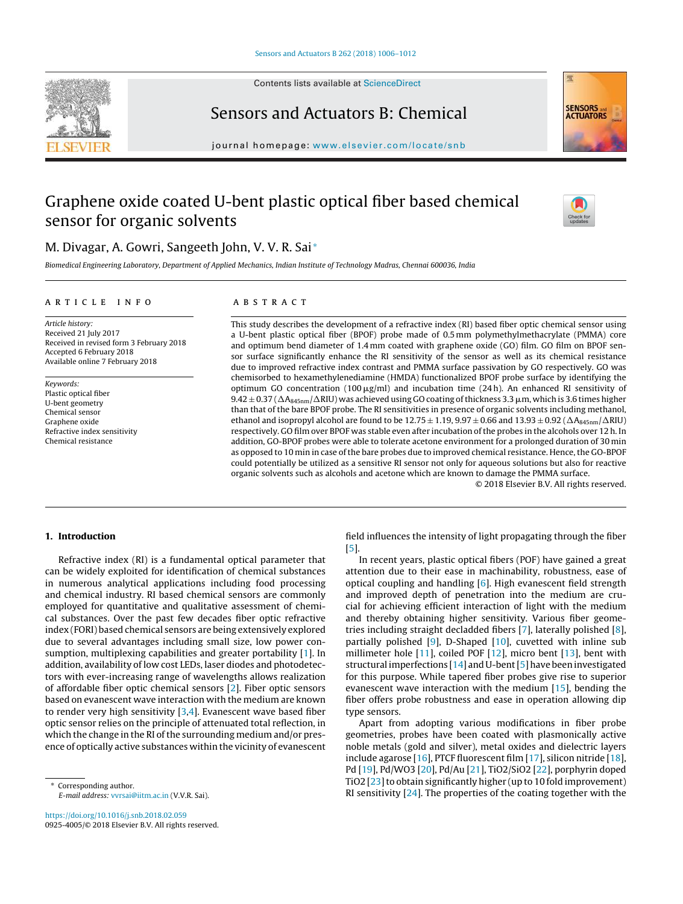# Graphene oxide coated U-bent plastic optical fiber based chemical sensor for organic solvents

M. Divagar, A. Gowri, Sangeeth John, V. V. R. Sai*

*Biomedical Engineering Laboratory, Department of Applied Mechanics, Indian Institute of Technology Madras, Chennai 600036, India*

## ARTICLE INFO

*Article history:*
Received 21 July 2017
Received in revised form 3 February 2018
Accepted 6 February 2018
Available online 7 February 2018

*Keywords:*
Plastic optical fiber
U-bent geometry
Chemical sensor
Graphene oxide
Refractive index sensitivity
Chemical resistance

## ABSTRACT

This study describes the development of a refractive index (RI) based fiber optic chemical sensor using a U-bent plastic optical fiber (BPOF) probe made of 0.5 mm polymethylmethacrylate (PMMA) core and optimum bend diameter of 1.4 mm coated with graphene oxide (GO) film. GO film on BPOF sensor surface significantly enhance the RI sensitivity of the sensor as well as its chemical resistance due to improved refractive index contrast and PMMA surface passivation by GO respectively. GO was chemisorbed to hexamethylenediamine (HMDA) functionalized BPOF probe surface by identifying the optimum GO concentration (100 µg/ml) and incubation time (24 h). An enhanced RI sensitivity of $9.42 \pm 0.37$ ($\Delta A_{845nm}/\Delta RIU$) was achieved using GO coating of thickness 3.3 µm, which is 3.6 times higher than that of the bare BPOF probe. The RI sensitivities in presence of organic solvents including methanol, ethanol and isopropyl alcohol are found to be $12.75 \pm 1.19$, $9.97 \pm 0.66$ and $13.93 \pm 0.92$ ($\Delta A_{845nm}/\Delta RIU$) respectively. GO film over BPOF was stable even after incubation of the probes in the alcohols over 12 h. In addition, GO-BPOF probes were able to tolerate acetone environment for a prolonged duration of 30 min as opposed to 10 min in case of the bare probes due to improved chemical resistance. Hence, the GO-BPOF could potentially be utilized as a sensitive RI sensor not only for aqueous solutions but also for reactive organic solvents such as alcohols and acetone which are known to damage the PMMA surface.

© 2018 Elsevier B.V. All rights reserved.

## 1. Introduction

Refractive index (RI) is a fundamental optical parameter that can be widely exploited for identification of chemical substances in numerous analytical applications including food processing and chemical industry. RI based chemical sensors are commonly employed for quantitative and qualitative assessment of chemical substances. Over the past few decades fiber optic refractive index (FORI) based chemical sensors are being extensively explored due to several advantages including small size, low power consumption, multiplexing capabilities and greater portability [1]. In addition, availability of low cost LEDs, laser diodes and photodetectors with ever-increasing range of wavelengths allows realization of affordable fiber optic chemical sensors [2]. Fiber optic sensors based on evanescent wave interaction with the medium are known to render very high sensitivity [3,4]. Evanescent wave based fiber optic sensor relies on the principle of attenuated total reflection, in which the change in the RI of the surrounding medium and/or presence of optically active substances within the vicinity of evanescent field influences the intensity of light propagating through the fiber [5].

In recent years, plastic optical fibers (POF) have gained a great attention due to their ease in machinability, robustness, ease of optical coupling and handling [6]. High evanescent field strength and improved depth of penetration into the medium are crucial for achieving efficient interaction of light with the medium and thereby obtaining higher sensitivity. Various fiber geometries including straight decladded fibers [7], laterally polished [8], partially polished [9], D-Shaped [10], cuvetted with inline sub millimeter hole [11], coiled POF [12], micro bent [13], bent with structural imperfections [14] and U-bent [5] have been investigated for this purpose. While tapered fiber probes give rise to superior evanescent wave interaction with the medium [15], bending the fiber offers probe robustness and ease in operation allowing dip type sensors.

Apart from adopting various modifications in fiber probe geometries, probes have been coated with plasmonically active noble metals (gold and silver), metal oxides and dielectric layers include agarose [16], PTCF fluorescent film [17], silicon nitride [18], Pd [19], Pd/WO3 [20], Pd/Au [21], TiO2/SiO2 [22], porphyrin doped TiO2 [23] to obtain significantly higher (up to 10 fold improvement) RI sensitivity [24]. The properties of the coating together with the

\* Corresponding author.
*E-mail address:* vvrsai@iitm.ac.in (V.V.R. Sai).

https://doi.org/10.1016/j.snb.2018.02.059
0925-4005/© 2018 Elsevier B.V. All rights reserved.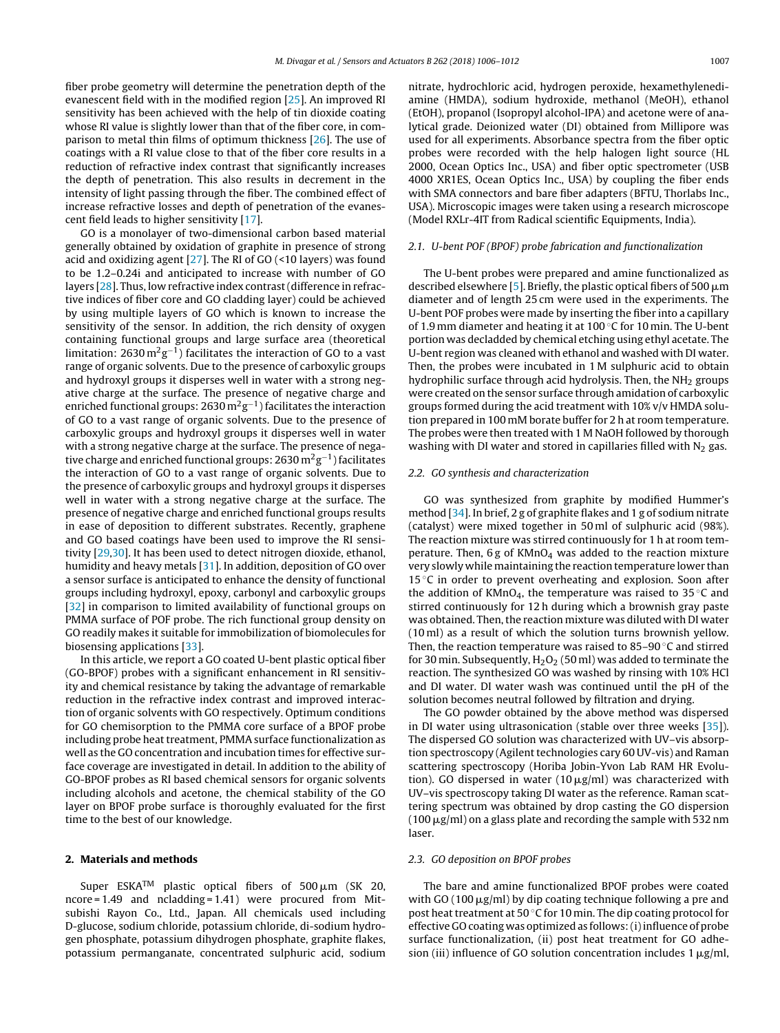fiber probe geometry will determine the penetration depth of the evanescent field with in the modified region [25]. An improved RI sensitivity has been achieved with the help of tin dioxide coating whose RI value is slightly lower than that of the fiber core, in comparison to metal thin films of optimum thickness [26]. The use of coatings with a RI value close to that of the fiber core results in a reduction of refractive index contrast that significantly increases the depth of penetration. This also results in decrement in the intensity of light passing through the fiber. The combined effect of increase refractive losses and depth of penetration of the evanescent field leads to higher sensitivity [17].

GO is a monolayer of two-dimensional carbon based material generally obtained by oxidation of graphite in presence of strong acid and oxidizing agent [27]. The RI of GO (<10 layers) was found to be 1.2–0.24i and anticipated to increase with number of GO layers [28]. Thus, low refractive index contrast (difference in refractive indices of fiber core and GO cladding layer) could be achieved by using multiple layers of GO which is known to increase the sensitivity of the sensor. In addition, the rich density of oxygen containing functional groups and large surface area (theoretical limitation: 2630 $m^2g^{-1}$) facilitates the interaction of GO to a vast range of organic solvents. Due to the presence of carboxylic groups and hydroxyl groups it disperses well in water with a strong negative charge at the surface. The presence of negative charge and enriched functional groups: 2630 $m^2g^{-1}$) facilitates the interaction of GO to a vast range of organic solvents. Due to the presence of carboxylic groups and hydroxyl groups it disperses well in water with a strong negative charge at the surface. The presence of negative charge and enriched functional groups: 2630 $m^2g^{-1}$) facilitates the interaction of GO to a vast range of organic solvents. Due to the presence of carboxylic groups and hydroxyl groups it disperses well in water with a strong negative charge at the surface. The presence of negative charge and enriched functional groups results in ease of deposition to different substrates. Recently, graphene and GO based coatings have been used to improve the RI sensitivity [29,30]. It has been used to detect nitrogen dioxide, ethanol, humidity and heavy metals [31]. In addition, deposition of GO over a sensor surface is anticipated to enhance the density of functional groups including hydroxyl, epoxy, carbonyl and carboxylic groups [32] in comparison to limited availability of functional groups on PMMA surface of POF probe. The rich functional group density on GO readily makes it suitable for immobilization of biomolecules for biosensing applications [33].

In this article, we report a GO coated U-bent plastic optical fiber (GO-BPOF) probes with a significant enhancement in RI sensitivity and chemical resistance by taking the advantage of remarkable reduction in the refractive index contrast and improved interaction of organic solvents with GO respectively. Optimum conditions for GO chemisorption to the PMMA core surface of a BPOF probe including probe heat treatment, PMMA surface functionalization as well as the GO concentration and incubation times for effective surface coverage are investigated in detail. In addition to the ability of GO-BPOF probes as RI based chemical sensors for organic solvents including alcohols and acetone, the chemical stability of the GO layer on BPOF probe surface is thoroughly evaluated for the first time to the best of our knowledge.

## 2. Materials and methods

Super ESKA™ plastic optical fibers of 500 μm (SK 20, ncore = 1.49 and ncladding = 1.41) were procured from Mitsubishi Rayon Co., Ltd., Japan. All chemicals used including D-glucose, sodium chloride, potassium chloride, di-sodium hydrogen phosphate, potassium dihydrogen phosphate, graphite flakes, potassium permanganate, concentrated sulphuric acid, sodium nitrate, hydrochloric acid, hydrogen peroxide, hexamethylenediamine (HMDA), sodium hydroxide, methanol (MeOH), ethanol (EtOH), propanol (Isopropyl alcohol-IPA) and acetone were of analytical grade. Deionized water (DI) obtained from Millipore was used for all experiments. Absorbance spectra from the fiber optic probes were recorded with the help halogen light source (HL 2000, Ocean Optics Inc., USA) and fiber optic spectrometer (USB 4000 XR1ES, Ocean Optics Inc., USA) by coupling the fiber ends with SMA connectors and bare fiber adapters (BFTU, Thorlabs Inc., USA). Microscopic images were taken using a research microscope (Model RXLr-4IT from Radical scientific Equipments, India).

### 2.1. U-bent POF (BPOF) probe fabrication and functionalization

The U-bent probes were prepared and amine functionalized as described elsewhere [5]. Briefly, the plastic optical fibers of 500 μm diameter and of length 25 cm were used in the experiments. The U-bent POF probes were made by inserting the fiber into a capillary of 1.9 mm diameter and heating it at 100 °C for 10 min. The U-bent portion was decladded by chemical etching using ethyl acetate. The U-bent region was cleaned with ethanol and washed with DI water. Then, the probes were incubated in 1 M sulphuric acid to obtain hydrophilic surface through acid hydrolysis. Then, the $NH_2$ groups were created on the sensor surface through amidation of carboxylic groups formed during the acid treatment with 10% v/v HMDA solution prepared in 100 mM borate buffer for 2 h at room temperature. The probes were then treated with 1 M NaOH followed by thorough washing with DI water and stored in capillaries filled with $N_2$ gas.

### 2.2. GO synthesis and characterization

GO was synthesized from graphite by modified Hummer's method [34]. In brief, 2 g of graphite flakes and 1 g of sodium nitrate (catalyst) were mixed together in 50 ml of sulphuric acid (98%). The reaction mixture was stirred continuously for 1 h at room temperature. Then, 6 g of $KMnO_4$ was added to the reaction mixture very slowly while maintaining the reaction temperature lower than 15 °C in order to prevent overheating and explosion. Soon after the addition of $KMnO_4$, the temperature was raised to 35 °C and stirred continuously for 12 h during which a brownish gray paste was obtained. Then, the reaction mixture was diluted with DI water (10 ml) as a result of which the solution turns brownish yellow. Then, the reaction temperature was raised to 85–90 °C and stirred for 30 min. Subsequently, $H_2O_2$ (50 ml) was added to terminate the reaction. The synthesized GO was washed by rinsing with 10% HCl and DI water. DI water wash was continued until the pH of the solution becomes neutral followed by filtration and drying.

The GO powder obtained by the above method was dispersed in DI water using ultrasonication (stable over three weeks [35]). The dispersed GO solution was characterized with UV–vis absorption spectroscopy (Agilent technologies cary 60 UV-vis) and Raman scattering spectroscopy (Horiba Jobin-Yvon Lab RAM HR Evolution). GO dispersed in water (10 μg/ml) was characterized with UV–vis spectroscopy taking DI water as the reference. Raman scattering spectrum was obtained by drop casting the GO dispersion (100 μg/ml) on a glass plate and recording the sample with 532 nm laser.

### 2.3. GO deposition on BPOF probes

The bare and amine functionalized BPOF probes were coated with GO (100 μg/ml) by dip coating technique following a pre and post heat treatment at 50 °C for 10 min. The dip coating protocol for effective GO coating was optimized as follows: (i) influence of probe surface functionalization, (ii) post heat treatment for GO adhesion (iii) influence of GO solution concentration includes 1 μg/ml,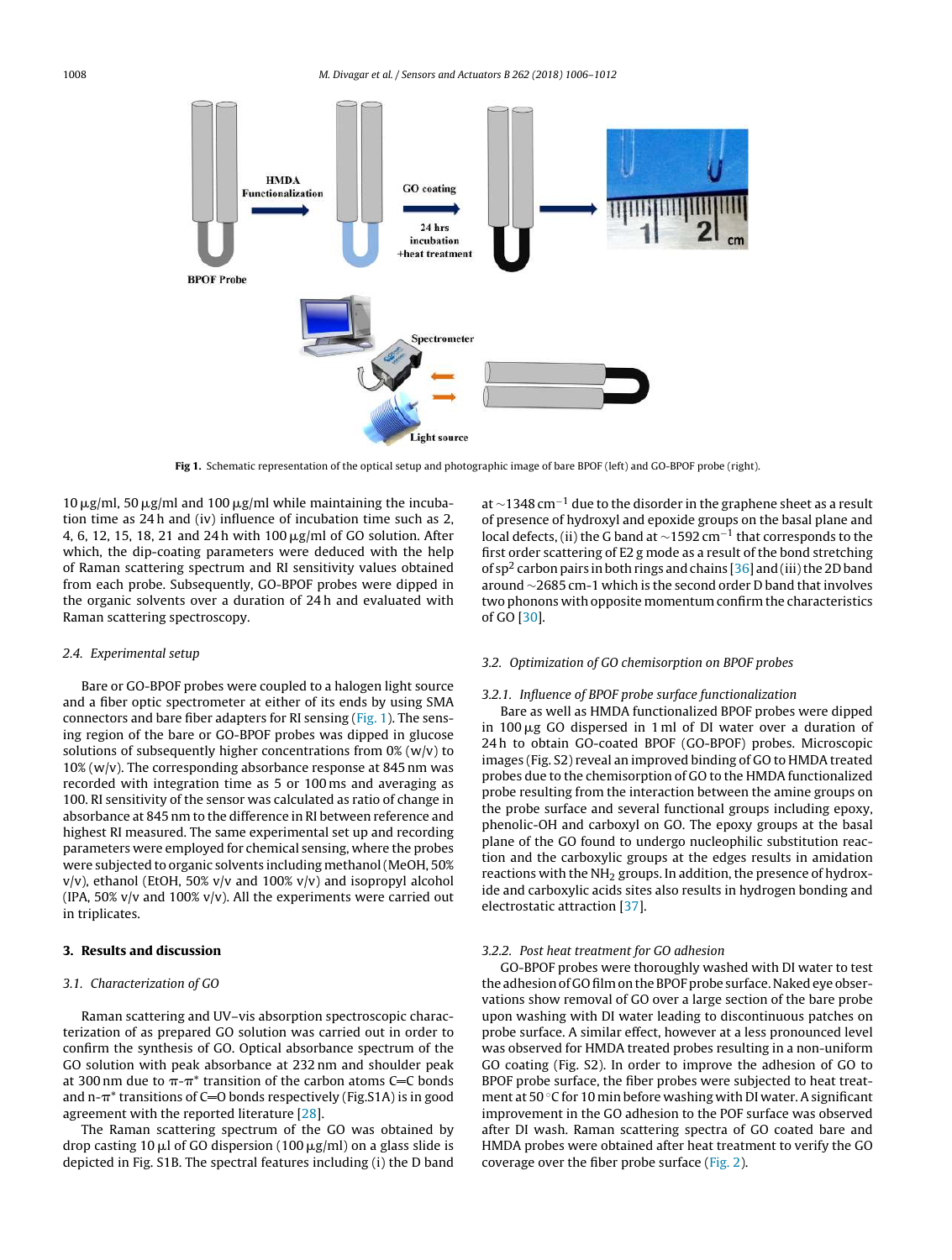Fig 1. Schematic representation of the optical setup and photographic image of bare BPOF (left) and GO-BPOF probe (right).

10 μg/ml, 50 μg/ml and 100 μg/ml while maintaining the incubation time as 24 h and (iv) influence of incubation time such as 2, 4, 6, 12, 15, 18, 21 and 24 h with 100 μg/ml of GO solution. After which, the dip-coating parameters were deduced with the help of Raman scattering spectrum and RI sensitivity values obtained from each probe. Subsequently, GO-BPOF probes were dipped in the organic solvents over a duration of 24 h and evaluated with Raman scattering spectroscopy.

### 2.4. Experimental setup

Bare or GO-BPOF probes were coupled to a halogen light source and a fiber optic spectrometer at either of its ends by using SMA connectors and bare fiber adapters for RI sensing (Fig. 1). The sensing region of the bare or GO-BPOF probes was dipped in glucose solutions of subsequently higher concentrations from 0% (w/v) to 10% (w/v). The corresponding absorbance response at 845 nm was recorded with integration time as 5 or 100 ms and averaging as 100. RI sensitivity of the sensor was calculated as ratio of change in absorbance at 845 nm to the difference in RI between reference and highest RI measured. The same experimental set up and recording parameters were employed for chemical sensing, where the probes were subjected to organic solvents including methanol (MeOH, 50% v/v), ethanol (EtOH, 50% v/v and 100% v/v) and isopropyl alcohol (IPA, 50% v/v and 100% v/v). All the experiments were carried out in triplicates.

## 3. Results and discussion

### 3.1. Characterization of GO

Raman scattering and UV–vis absorption spectroscopic characterization of as prepared GO solution was carried out in order to confirm the synthesis of GO. Optical absorbance spectrum of the GO solution with peak absorbance at 232 nm and shoulder peak at 300 nm due to π-π* transition of the carbon atoms C=C bonds and n-π* transitions of C=O bonds respectively (Fig.S1A) is in good agreement with the reported literature [28].

The Raman scattering spectrum of the GO was obtained by drop casting 10 μl of GO dispersion (100 μg/ml) on a glass slide is depicted in Fig. S1B. The spectral features including (i) the D band at ~1348 $cm^{-1}$ due to the disorder in the graphene sheet as a result of presence of hydroxyl and epoxide groups on the basal plane and local defects, (ii) the G band at ~1592 $cm^{-1}$ that corresponds to the first order scattering of E2 g mode as a result of the bond stretching of $sp^2$ carbon pairs in both rings and chains [36] and (iii) the 2D band around ~2685 cm-1 which is the second order D band that involves two phonons with opposite momentum confirm the characteristics of GO [30].

### 3.2. Optimization of GO chemisorption on BPOF probes

#### 3.2.1. Influence of BPOF probe surface functionalization

Bare as well as HMDA functionalized BPOF probes were dipped in 100 μg GO dispersed in 1 ml of DI water over a duration of 24 h to obtain GO-coated BPOF (GO-BPOF) probes. Microscopic images (Fig. S2) reveal an improved binding of GO to HMDA treated probes due to the chemisorption of GO to the HMDA functionalized probe resulting from the interaction between the amine groups on the probe surface and several functional groups including epoxy, phenolic-OH and carboxyl on GO. The epoxy groups at the basal plane of the GO found to undergo nucleophilic substitution reaction and the carboxylic groups at the edges results in amidation reactions with the $NH_2$ groups. In addition, the presence of hydroxide and carboxylic acids sites also results in hydrogen bonding and electrostatic attraction [37].

#### 3.2.2. Post heat treatment for GO adhesion

GO-BPOF probes were thoroughly washed with DI water to test the adhesion of GO film on the BPOF probe surface. Naked eye observations show removal of GO over a large section of the bare probe upon washing with DI water leading to discontinuous patches on probe surface. A similar effect, however at a less pronounced level was observed for HMDA treated probes resulting in a non-uniform GO coating (Fig. S2). In order to improve the adhesion of GO to BPOF probe surface, the fiber probes were subjected to heat treatment at 50 °C for 10 min before washing with DI water. A significant improvement in the GO adhesion to the POF surface was observed after DI wash. Raman scattering spectra of GO coated bare and HMDA probes were obtained after heat treatment to verify the GO coverage over the fiber probe surface (Fig. 2).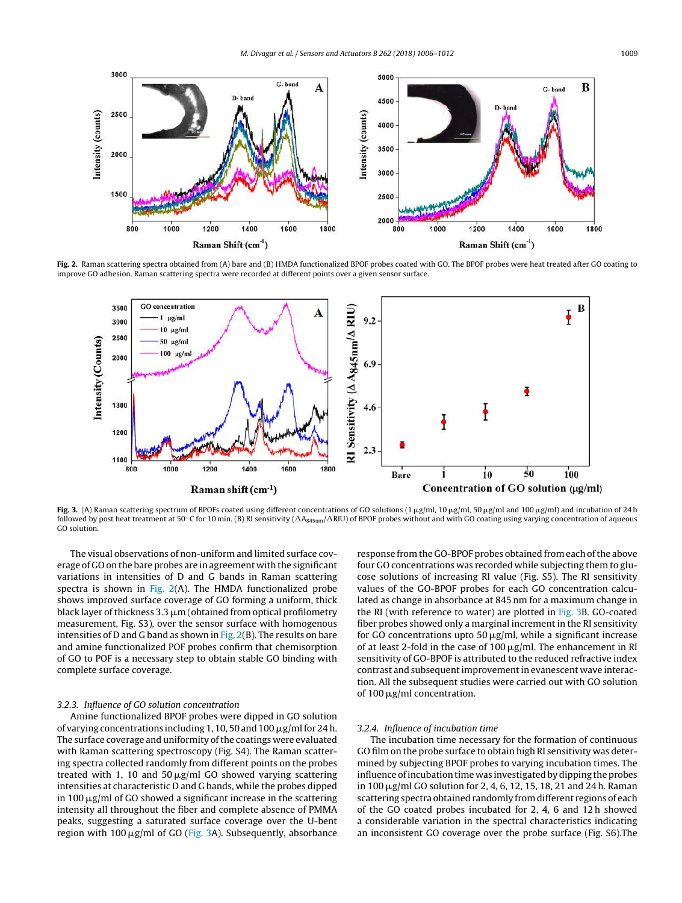**Fig. 2.** Raman scattering spectra obtained from (A) bare and (B) HMDA functionalized BPOF probes coated with GO. The BPOF probes were heat treated after GO coating to improve GO adhesion. Raman scattering spectra were recorded at different points over a given sensor surface.

**Fig. 3.** (A) Raman scattering spectrum of BPOFs coated using different concentrations of GO solutions (1 μg/ml, 10 μg/ml, 50 μg/ml and 100 μg/ml) and incubation of 24 h followed by post heat treatment at 50 °C for 10 min. (B) RI sensitivity ($\Delta A_{845nm}/\Delta RIU$) of BPOF probes without and with GO coating using varying concentration of aqueous GO solution.

The visual observations of non-uniform and limited surface coverage of GO on the bare probes are in agreement with the significant variations in intensities of D and G bands in Raman scattering spectra is shown in Fig. 2(A). The HMDA functionalized probe shows improved surface coverage of GO forming a uniform, thick black layer of thickness 3.3 μm (obtained from optical profilometry measurement, Fig. S3), over the sensor surface with homogenous intensities of D and G band as shown in Fig. 2(B). The results on bare and amine functionalized POF probes confirm that chemisorption of GO to POF is a necessary step to obtain stable GO binding with complete surface coverage.

### 3.2.3. Influence of GO solution concentration

Amine functionalized BPOF probes were dipped in GO solution of varying concentrations including 1, 10, 50 and 100 μg/ml for 24 h. The surface coverage and uniformity of the coatings were evaluated with Raman scattering spectroscopy (Fig. S4). The Raman scattering spectra collected randomly from different points on the probes treated with 1, 10 and 50 μg/ml GO showed varying scattering intensities at characteristic D and G bands, while the probes dipped in 100 μg/ml of GO showed a significant increase in the scattering intensity all throughout the fiber and complete absence of PMMA peaks, suggesting a saturated surface coverage over the U-bent region with 100 μg/ml of GO (Fig. 3A). Subsequently, absorbance response from the GO-BPOF probes obtained from each of the above four GO concentrations was recorded while subjecting them to glucose solutions of increasing RI value (Fig. S5). The RI sensitivity values of the GO-BPOF probes for each GO concentration calculated as change in absorbance at 845 nm for a maximum change in the RI (with reference to water) are plotted in Fig. 3B. GO-coated fiber probes showed only a marginal increment in the RI sensitivity for GO concentrations upto 50 μg/ml, while a significant increase of at least 2-fold in the case of 100 μg/ml. The enhancement in RI sensitivity of GO-BPOF is attributed to the reduced refractive index contrast and subsequent improvement in evanescent wave interaction. All the subsequent studies were carried out with GO solution of 100 μg/ml concentration.

### 3.2.4. Influence of incubation time

The incubation time necessary for the formation of continuous GO film on the probe surface to obtain high RI sensitivity was determined by subjecting BPOF probes to varying incubation times. The influence of incubation time was investigated by dipping the probes in 100 μg/ml GO solution for 2, 4, 6, 12, 15, 18, 21 and 24 h. Raman scattering spectra obtained randomly from different regions of each of the GO coated probes incubated for 2, 4, 6 and 12 h showed a considerable variation in the spectral characteristics indicating an inconsistent GO coverage over the probe surface (Fig. S6).The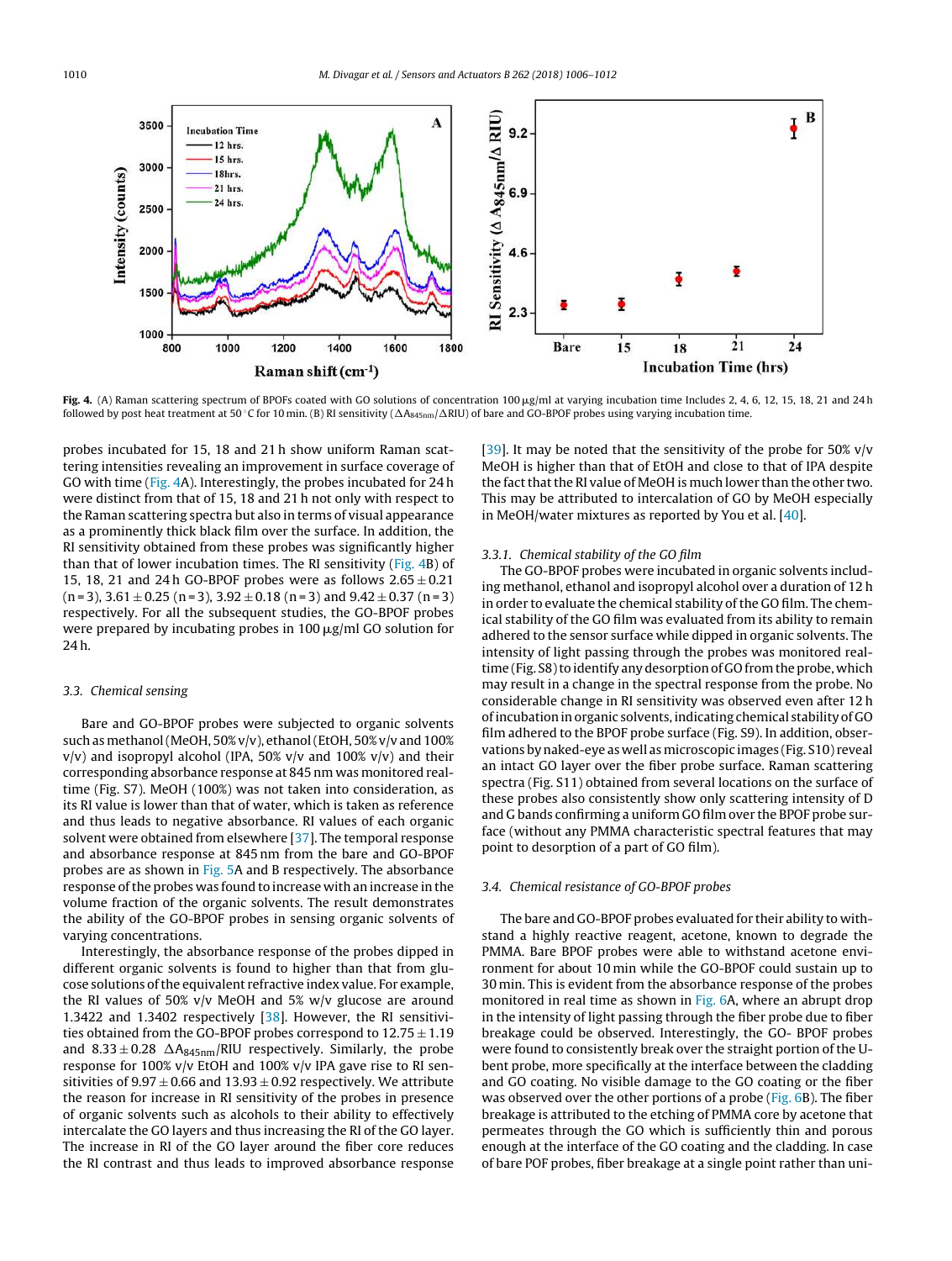Fig. 4. (A) Raman scattering spectrum of BPOFs coated with GO solutions of concentration 100 μg/ml at varying incubation time Includes 2, 4, 6, 12, 15, 18, 21 and 24 h followed by post heat treatment at 50 °C for 10 min. (B) RI sensitivity ($\Delta A_{845nm}/\Delta RIU$) of bare and GO-BPOF probes using varying incubation time.

probes incubated for 15, 18 and 21 h show uniform Raman scattering intensities revealing an improvement in surface coverage of GO with time (Fig. 4A). Interestingly, the probes incubated for 24 h were distinct from that of 15, 18 and 21 h not only with respect to the Raman scattering spectra but also in terms of visual appearance as a prominently thick black film over the surface. In addition, the RI sensitivity obtained from these probes was significantly higher than that of lower incubation times. The RI sensitivity (Fig. 4B) of 15, 18, 21 and 24 h GO-BPOF probes were as follows $2.65 \pm 0.21$ (n = 3), $3.61 \pm 0.25$ (n = 3), $3.92 \pm 0.18$ (n = 3) and $9.42 \pm 0.37$ (n = 3) respectively. For all the subsequent studies, the GO-BPOF probes were prepared by incubating probes in 100 μg/ml GO solution for 24 h.

### 3.3. Chemical sensing

Bare and GO-BPOF probes were subjected to organic solvents such as methanol (MeOH, 50% v/v), ethanol (EtOH, 50% v/v and 100% v/v) and isopropyl alcohol (IPA, 50% v/v and 100% v/v) and their corresponding absorbance response at 845 nm was monitored real-time (Fig. S7). MeOH (100%) was not taken into consideration, as its RI value is lower than that of water, which is taken as reference and thus leads to negative absorbance. RI values of each organic solvent were obtained from elsewhere [37]. The temporal response and absorbance response at 845 nm from the bare and GO-BPOF probes are as shown in Fig. 5A and B respectively. The absorbance response of the probes was found to increase with an increase in the volume fraction of the organic solvents. The result demonstrates the ability of the GO-BPOF probes in sensing organic solvents of varying concentrations.

Interestingly, the absorbance response of the probes dipped in different organic solvents is found to higher than that from glucose solutions of the equivalent refractive index value. For example, the RI values of 50% v/v MeOH and 5% w/v glucose are around 1.3422 and 1.3402 respectively [38]. However, the RI sensitivities obtained from the GO-BPOF probes correspond to $12.75 \pm 1.19$ and $8.33 \pm 0.28$ $\Delta A_{845nm}$/RIU respectively. Similarly, the probe response for 100% v/v EtOH and 100% v/v IPA gave rise to RI sensitivities of $9.97 \pm 0.66$ and $13.93 \pm 0.92$ respectively. We attribute the reason for increase in RI sensitivity of the probes in presence of organic solvents such as alcohols to their ability to effectively intercalate the GO layers and thus increasing the RI of the GO layer. The increase in RI of the GO layer around the fiber core reduces the RI contrast and thus leads to improved absorbance response [39]. It may be noted that the sensitivity of the probe for 50% v/v MeOH is higher than that of EtOH and close to that of IPA despite the fact that the RI value of MeOH is much lower than the other two. This may be attributed to intercalation of GO by MeOH especially in MeOH/water mixtures as reported by You et al. [40].

#### 3.3.1. Chemical stability of the GO film

The GO-BPOF probes were incubated in organic solvents including methanol, ethanol and isopropyl alcohol over a duration of 12 h in order to evaluate the chemical stability of the GO film. The chemical stability of the GO film was evaluated from its ability to remain adhered to the sensor surface while dipped in organic solvents. The intensity of light passing through the probes was monitored real-time (Fig. S8) to identify any desorption of GO from the probe, which may result in a change in the spectral response from the probe. No considerable change in RI sensitivity was observed even after 12 h of incubation in organic solvents, indicating chemical stability of GO film adhered to the BPOF probe surface (Fig. S9). In addition, observations by naked-eye as well as microscopic images (Fig. S10) reveal an intact GO layer over the fiber probe surface. Raman scattering spectra (Fig. S11) obtained from several locations on the surface of these probes also consistently show only scattering intensity of D and G bands confirming a uniform GO film over the BPOF probe surface (without any PMMA characteristic spectral features that may point to desorption of a part of GO film).

### 3.4. Chemical resistance of GO-BPOF probes

The bare and GO-BPOF probes evaluated for their ability to withstand a highly reactive reagent, acetone, known to degrade the PMMA. Bare BPOF probes were able to withstand acetone environment for about 10 min while the GO-BPOF could sustain up to 30 min. This is evident from the absorbance response of the probes monitored in real time as shown in Fig. 6A, where an abrupt drop in the intensity of light passing through the fiber probe due to fiber breakage could be observed. Interestingly, the GO- BPOF probes were found to consistently break over the straight portion of the U-bent probe, more specifically at the interface between the cladding and GO coating. No visible damage to the GO coating or the fiber was observed over the other portions of a probe (Fig. 6B). The fiber breakage is attributed to the etching of PMMA core by acetone that permeates through the GO which is sufficiently thin and porous enough at the interface of the GO coating and the cladding. In case of bare POF probes, fiber breakage at a single point rather than uni-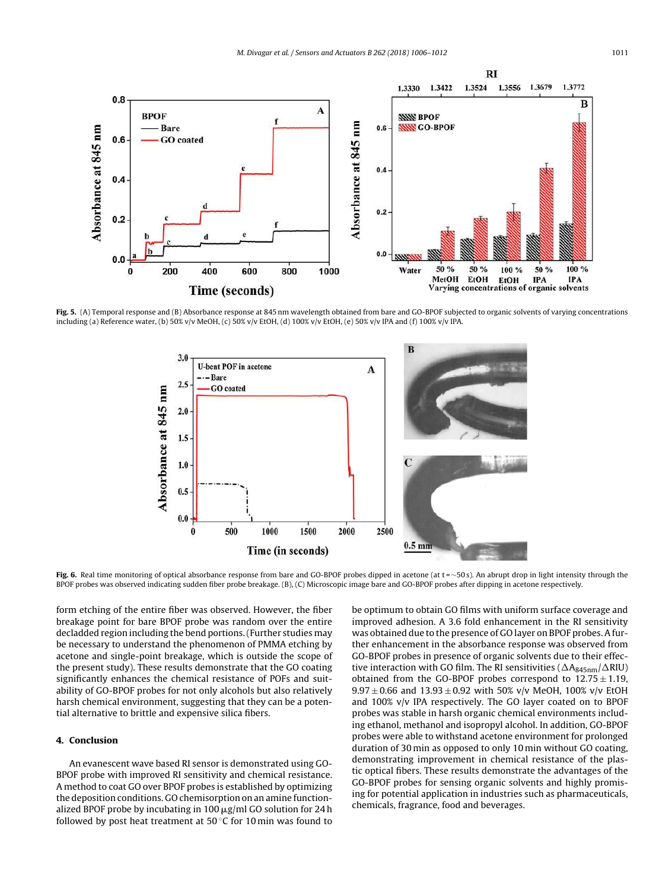Fig. 5. (A) Temporal response and (B) Absorbance response at 845 nm wavelength obtained from bare and GO-BPOF subjected to organic solvents of varying concentrations including (a) Reference water, (b) 50% v/v MeOH, (c) 50% v/v EtOH, (d) 100% v/v EtOH, (e) 50% v/v IPA and (f) 100% v/v IPA.

Fig. 6. Real time monitoring of optical absorbance response from bare and GO-BPOF probes dipped in acetone (at t = ~50 s). An abrupt drop in light intensity through the BPOF probes was observed indicating sudden fiber probe breakage. (B), (C) Microscopic image bare and GO-BPOF probes after dipping in acetone respectively.

form etching of the entire fiber was observed. However, the fiber breakage point for bare BPOF probe was random over the entire decladded region including the bend portions. (Further studies may be necessary to understand the phenomenon of PMMA etching by acetone and single-point breakage, which is outside the scope of the present study). These results demonstrate that the GO coating significantly enhances the chemical resistance of POFs and suitability of GO-BPOF probes for not only alcohols but also relatively harsh chemical environment, suggesting that they can be a potential alternative to brittle and expensive silica fibers.

## 4. Conclusion

An evanescent wave based RI sensor is demonstrated using GO-BPOF probe with improved RI sensitivity and chemical resistance. A method to coat GO over BPOF probes is established by optimizing the deposition conditions. GO chemisorption on an amine functionalized BPOF probe by incubating in 100 μg/ml GO solution for 24 h followed by post heat treatment at 50 °C for 10 min was found to be optimum to obtain GO films with uniform surface coverage and improved adhesion. A 3.6 fold enhancement in the RI sensitivity was obtained due to the presence of GO layer on BPOF probes. A further enhancement in the absorbance response was observed from GO-BPOF probes in presence of organic solvents due to their effective interaction with GO film. The RI sensitivities ($\Delta A_{845nm}/\Delta RIU$) obtained from the GO-BPOF probes correspond to $12.75 \pm 1.19$, $9.97 \pm 0.66$ and $13.93 \pm 0.92$ with 50% v/v MeOH, 100% v/v EtOH and 100% v/v IPA respectively. The GO layer coated on to BPOF probes was stable in harsh organic chemical environments including ethanol, methanol and isopropyl alcohol. In addition, GO-BPOF probes were able to withstand acetone environment for prolonged duration of 30 min as opposed to only 10 min without GO coating, demonstrating improvement in chemical resistance of the plastic optical fibers. These results demonstrate the advantages of the GO-BPOF probes for sensing organic solvents and highly promising for potential application in industries such as pharmaceuticals, chemicals, fragrance, food and beverages.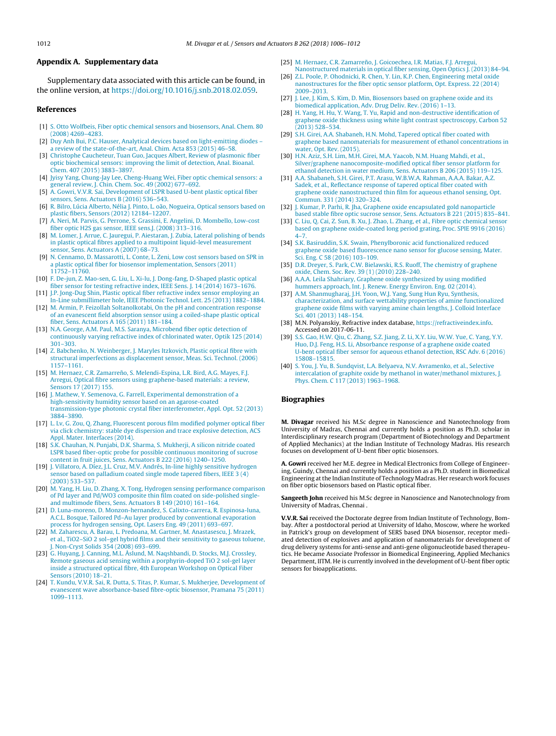## Appendix A. Supplementary data

Supplementary data associated with this article can be found, in the online version, at https://doi.org/10.1016/j.snb.2018.02.059.

## References

[1] S. Otto Wolfbeis, Fiber optic chemical sensors and biosensors, Anal. Chem. 80 (2008) 4269–4283.

[2] Duy Anh Bui, P.C. Hauser, Analytical devices based on light-emitting diodes – a review of the state-of-the-art, Anal. Chim. Acta 853 (2015) 46–58.

[3] Christophe Caucheteur, Tuan Guo, Jacques Albert, Review of plasmonic fiber optic biochemical sensors: improving the limit of detection, Anal. Bioanal. Chem. 407 (2015) 3883–3897.

[4] Jyisy Yang, Chung-Jay Lee, Cheng-Huang Wei, Fiber optic chemical sensors: a general review, J. Chin. Chem. Soc. 49 (2002) 677–692.

[5] A. Gowri, V.V.R. Sai, Development of LSPR based U-bent plastic optical fiber sensors, Sens. Actuators B (2016) 536–543.

[6] R. Bilro, Lúcia Alberto, Nélia J. Pinto, L. oão, Nogueira, Optical sensors based on plastic fibers, Sensors (2012) 12184–12207.

[7] A. Neri, M. Parvis, G. Perrone, S. Grassini, E. Angelini, D. Mombello, Low-cost fiber optic H2S gas sensor, IEEE sens.J. (2008) 313–316.

[8] M. Lomer, J. Arrue, C. Jauregui, P. Aiestaran, J. Zubia, Lateral polishing of bends in plastic optical fibres applied to a multipoint liquid-level measurement sensor, Sens. Actuators A (2007) 68–73.

[9] N. Cennamo, D. Massarotti, L. Conte, L. Zeni, Low cost sensors based on SPR in a plastic optical fiber for biosensor implementation, Sensors (2011) 11752–11760.

[10] F. De-jun, Z. Mao-sen, G. Liu, L. Xi-lu, J. Dong-fang, D-Shaped plastic optical fiber sensor for testing refractive index, IEEE Sens. J. 14 (2014) 1673–1676.

[11] J.P. Jong-Dug Shin, Plastic optical fiber refractive index sensor employing an In-Line submillimeter hole, IEEE Photonic Technol. Lett. 25 (2013) 1882–1884.

[12] M. Armin, P. Feizollah Soltanolkotabi, On the pH and concentration response of an evanescent field absorption sensor using a coiled-shape plastic optical fiber, Sens. Actuators A 165 (2011) 181–184.

[13] N.A. George, A.M. Paul, M.S. Saranya, Microbend fiber optic detection of continuously varying refractive index of chlorinated water, Optik 125 (2014) 301–303.

[14] Z. Babchenko, N. Weinberger, J. Maryles Itzkovich, Plastic optical fibre with structural imperfections as displacement sensor, Meas. Sci. Technol. (2006) 1157–1161.

[15] M. Hernaez, C.R. Zamarreño, S. Melendi-Espina, L.R. Bird, A.G. Mayes, F.J. Arregui, Optical fibre sensors using graphene-based materials: a review, Sensors 17 (2017) 155.

[16] J. Mathew, Y. Semenova, G. Farrell, Experimental demonstration of a high-sensitivity humidity sensor based on an agarose-coated transmission-type photonic crystal fiber interferometer, Appl. Opt. 52 (2013) 3884–3890.

[17] L. Lv, G. Zou, Q. Zhang, Fluorescent porous film modified polymer optical fiber via click chemistry: stable dye dispersion and trace explosive detection, ACS Appl. Mater. Interfaces (2014).

[18] S.K. Chauhan, N. Punjabi, D.K. Sharma, S. Mukherji, A silicon nitride coated LSPR based fiber-optic probe for possible continuous monitoring of sucrose content in fruit juices, Sens. Actuators B 222 (2016) 1240–1250.

[19] J. Villatoro, A. Díez, J.L. Cruz, M.V. Andrés, In-line highly sensitive hydrogen sensor based on palladium coated single mode tapered fibers, IEEE 3 (4) (2003) 533–537.

[20] M. Yang, H. Liu, D. Zhang, X. Tong, Hydrogen sensing performance comparison of Pd layer and Pd/WO3 composite thin film coated on side-polished single- and multimode fibers, Sens. Actuators B 149 (2010) 161–164.

[21] D. Luna-moreno, D. Monzon-hernandez, S. Calixto-carrera, R. Espinosa-luna, A.C.L. Bosque, Tailored Pd–Au layer produced by conventional evaporation process for hydrogen sensing, Opt. Lasers Eng. 49 (2011) 693–697.

[22] M. Zaharescu, A. Barau, L. Predoana, M. Gartner, M. Anastasescu, J. Mrazek, et al., TiO2–SiO 2 sol–gel hybrid films and their sensitivity to gaseous toluene, J. Non-Cryst Solids 354 (2008) 693–699.

[23] G. Huyang, J. Canning, M.L. Åslund, M. Naqshbandi, D. Stocks, M.J. Crossley, Remote gaseous acid sensing within a porphyrin-doped TiO 2 sol-gel layer inside a structured optical fibre, 4th European Workshop on Optical Fiber Sensors (2010) 18–21.

[24] T. Kundu, V.V.R. Sai, R. Dutta, S. Titas, P. Kumar, S. Mukherjee, Development of evanescent wave absorbance-based fibre-optic biosensor, Pramana 75 (2011) 1099–1113.

[25] M. Hernaez, C.R. Zamarreño, J. Goicoechea, I.R. Matias, F.J. Arregui, Nanostructured materials in optical fiber sensing, Open Optics J. (2013) 84–94.

[26] Z.L. Poole, P. Ohodnicki, R. Chen, Y. Lin, K.P. Chen, Engineering metal oxide nanostructures for the fiber optic sensor platform, Opt. Express. 22 (2014) 2009–2013.

[27] J. Lee, J. Kim, S. Kim, D. Min, Biosensors based on graphene oxide and its biomedical application, Adv. Drug Deliv. Rev. (2016) 1–13.

[28] H. Yang, H. Hu, Y. Wang, T. Yu, Rapid and non-destructive identification of graphene oxide thickness using white light contrast spectroscopy, Carbon 52 (2013) 528–534.

[29] S.H. Girei, A.A. Shabaneh, H.N. Mohd, Tapered optical fiber coated with graphene based nanomaterials for measurement of ethanol concentrations in water, Opt. Rev. (2015).

[30] H.N. Aziz, S.H. Lim, M.H. Girei, M.A. Yaacob, N.M. Huang Mahdi, et al., Silver/graphene nanocomposite-modified optical fiber sensor platform for ethanol detection in water medium, Sens. Actuators B 206 (2015) 119–125.

[31] A.A. Shabaneh, S.H. Girei, P.T. Arasu, W.B.W.A. Rahman, A.A.A. Bakar, A.Z. Sadek, et al., Reflectance response of tapered optical fiber coated with graphene oxide nanostructured thin film for aqueous ethanol sensing, Opt. Commun. 331 (2014) 320–324.

[32] J. Kumar, P. Parhi, R. Jha, Graphene oxide encapsulated gold nanoparticle based stable fibre optic sucrose sensor, Sens. Actuators B 221 (2015) 835–841.

[33] C. Liu, Q. Cai, Z. Sun, B. Xu, J. Zhao, L. Zhang, et al., Fibre optic chemical sensor based on graphene oxide-coated long period grating, Proc. SPIE 9916 (2016) 4–7.

[34] S.K. Basiruddin, S.K. Swain, Phenylboronic acid functionalized reduced graphene oxide based fluorescence nano sensor for glucose sensing, Mater. Sci. Eng. C 58 (2016) 103–109.

[35] D.R. Dreyer, S. Park, C.W. Bielawski, R.S. Ruoff, The chemistry of graphene oxide, Chem. Soc. Rev. 39 (1) (2010) 228–240.

[36] A.A.A. Leila Shahriary, Graphene oxide synthesized by using modified hummers approach, Int. J. Renew. Energy Environ. Eng. 02 (2014).

[37] A.M. Shanmugharaj, J.H. Yoon, W.J. Yang, Sung Hun Ryu, Synthesis, characterization, and surface wettability properties of amine functionalized graphene oxide films with varying amine chain lengths, J. Colloid Interface Sci. 401 (2013) 148–154.

[38] M.N. Polyanskiy, Refractive index database, https://refractiveindex.info. Accessed on 2017-06-11.

[39] S.S. Gao, H.W. Qiu, C. Zhang, S.Z. Jiang, Z. Li, X.Y. Liu, W.W. Yue, C. Yang, Y.Y. Huo, D.J. Feng, H.S. Li, Absorbance response of a graphene oxide coated U-bent optical fiber sensor for aqueous ethanol detection, RSC Adv. 6 (2016) 15808–15815.

[40] S. You, J. Yu, B. Sundqvist, L.A. Belyaeva, N.V. Avramenko, et al., Selective intercalation of graphite oxide by methanol in water/methanol mixtures, J. Phys. Chem. C 117 (2013) 1963–1968.

## Biographies

**M. Divagar** received his M.Sc degree in Nanoscience and Nanotechnology from University of Madras, Chennai and currently holds a position as Ph.D. scholar in Interdisciplinary research program (Department of Biotechnology and Department of Applied Mechanics) at the Indian Institute of Technology Madras. His research focuses on development of U-bent fiber optic biosensors.

**A. Gowri** received her M.E. degree in Medical Electronics from College of Engineering, Guindy, Chennai and currently holds a position as a Ph.D. student in Biomedical Engineering at the Indian Institute of Technology Madras. Her research work focuses on fiber optic biosensors based on Plastic optical fiber.

**Sangeeth John** received his M.Sc degree in Nanoscience and Nanotechnology from University of Madras, Chennai .

**V.V.R. Sai** received the Doctorate degree from Indian Institute of Technology, Bombay. After a postdoctoral period at University of Idaho, Moscow, where he worked in Patrick's group on development of SERS based DNA biosensor, receptor mediated detection of explosives and application of nanomaterials for development of drug delivery systems for anti-sense and anti-gene oligonucleotide based therapeutics. He became Associate Professor in Biomedical Engineering, Applied Mechanics Department, IITM. He is currently involved in the development of U-bent fiber optic sensors for bioapplications.